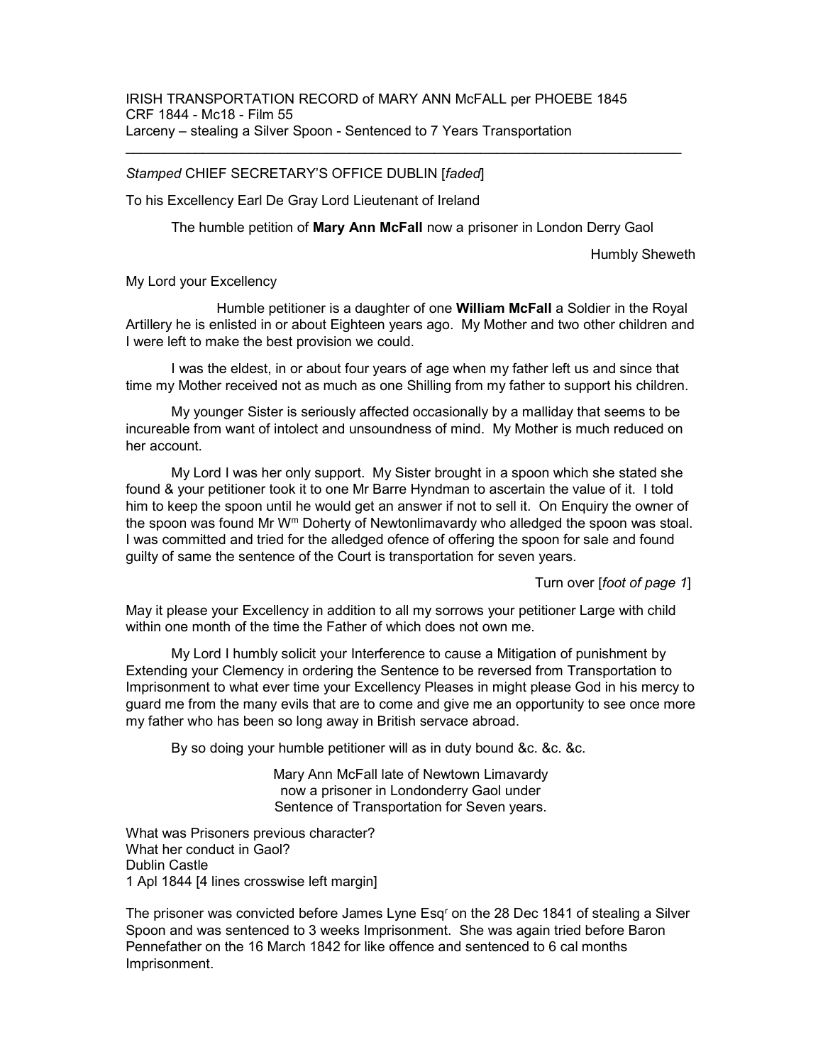IRISH TRANSPORTATION RECORD of MARY ANN McFALL per PHOEBE 1845
CRF 1844 - Mc18 - Film 55
Larceny – stealing a Silver Spoon - Sentenced to 7 Years Transportation

---

*Stamped* CHIEF SECRETARY'S OFFICE DUBLIN [*faded*]

To his Excellency Earl De Gray Lord Lieutenant of Ireland

The humble petition of **Mary Ann McFall** now a prisoner in London Derry Gaol

Humbly Sheweth

My Lord your Excellency

Humble petitioner is a daughter of one **William McFall** a Soldier in the Royal Artillery he is enlisted in or about Eighteen years ago. My Mother and two other children and I were left to make the best provision we could.

I was the eldest, in or about four years of age when my father left us and since that time my Mother received not as much as one Shilling from my father to support his children.

My younger Sister is seriously affected occasionally by a malliday that seems to be incureable from want of intolect and unsoundness of mind. My Mother is much reduced on her account.

My Lord I was her only support. My Sister brought in a spoon which she stated she found & your petitioner took it to one Mr Barre Hyndman to ascertain the value of it. I told him to keep the spoon until he would get an answer if not to sell it. On Enquiry the owner of the spoon was found Mr W^m Doherty of Newtonlimavardy who alledged the spoon was stoal. I was committed and tried for the alledged ofence of offering the spoon for sale and found guilty of same the sentence of the Court is transportation for seven years.

Turn over [*foot of page 1*]

May it please your Excellency in addition to all my sorrows your petitioner Large with child within one month of the time the Father of which does not own me.

My Lord I humbly solicit your Interference to cause a Mitigation of punishment by Extending your Clemency in ordering the Sentence to be reversed from Transportation to Imprisonment to what ever time your Excellency Pleases in might please God in his mercy to guard me from the many evils that are to come and give me an opportunity to see once more my father who has been so long away in British servace abroad.

By so doing your humble petitioner will as in duty bound &c. &c. &c.

Mary Ann McFall late of Newtown Limavardy
now a prisoner in Londonderry Gaol under
Sentence of Transportation for Seven years.

What was Prisoners previous character?
What her conduct in Gaol?
Dublin Castle
1 Apl 1844 [4 lines crosswise left margin]

The prisoner was convicted before James Lyne Esq^r on the 28 Dec 1841 of stealing a Silver Spoon and was sentenced to 3 weeks Imprisonment. She was again tried before Baron Pennefather on the 16 March 1842 for like offence and sentenced to 6 cal months Imprisonment.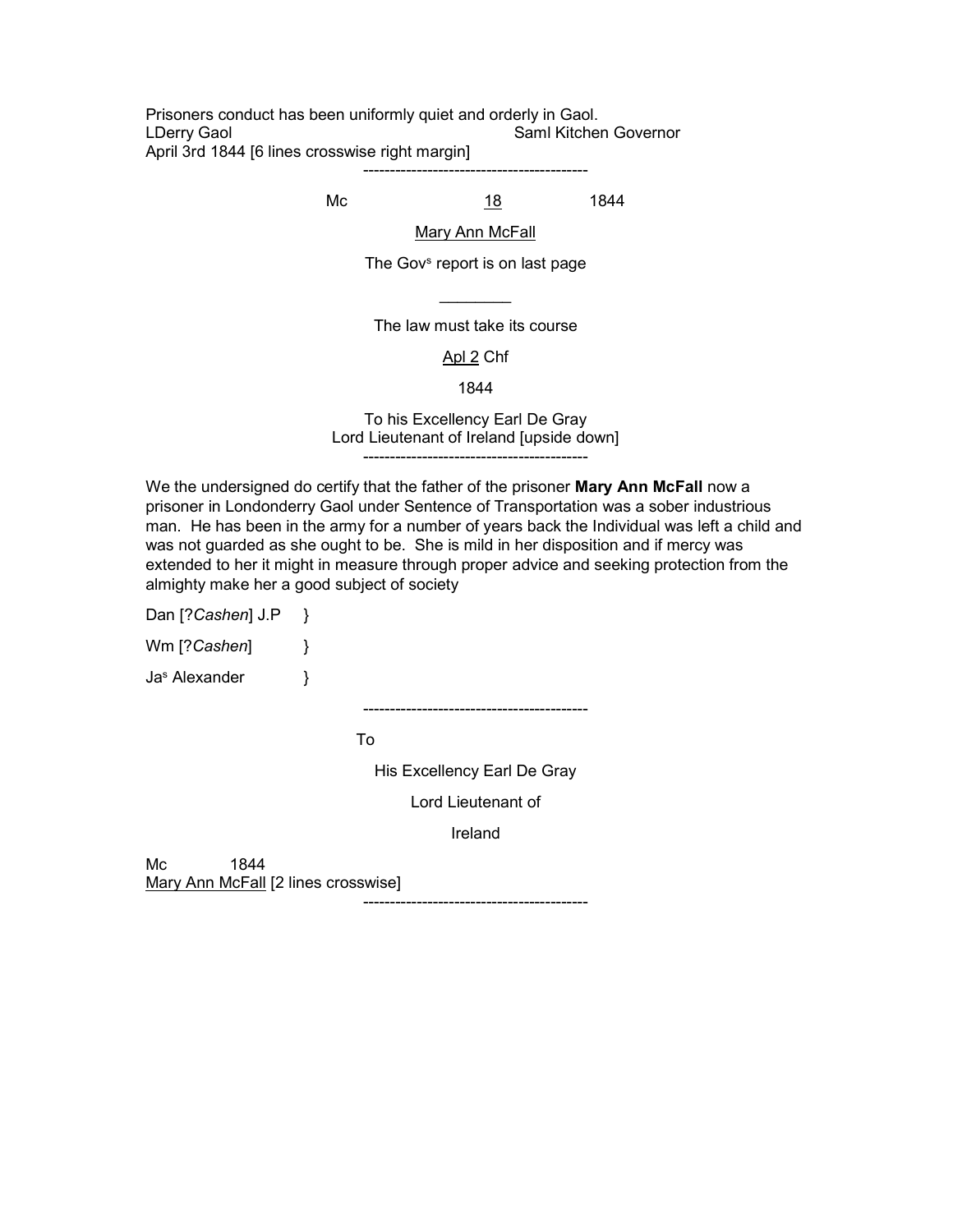Prisoners conduct has been uniformly quiet and orderly in Gaol.
LDerry Gaol Saml Kitchen Governor
April 3rd 1844 [6 lines crosswise right margin]

-----------------------------------------

Mc 18 1844

Mary Ann McFall

The Gov[s] report is on last page

________

The law must take its course

Apl 2 Chf

1844

To his Excellency Earl De Gray
Lord Lieutenant of Ireland [upside down]

-----------------------------------------

We the undersigned do certify that the father of the prisoner **Mary Ann McFall** now a prisoner in Londonderry Gaol under Sentence of Transportation was a sober industrious man. He has been in the army for a number of years back the Individual was left a child and was not guarded as she ought to be. She is mild in her disposition and if mercy was extended to her it might in measure through proper advice and seeking protection from the almighty make her a good subject of society

Dan [?*Cashen*] J.P }

Wm [?*Cashen*] }

Ja[s] Alexander }

-----------------------------------------

To

His Excellency Earl De Gray

Lord Lieutenant of

Ireland

Mc 1844
Mary Ann McFall [2 lines crosswise]

-----------------------------------------